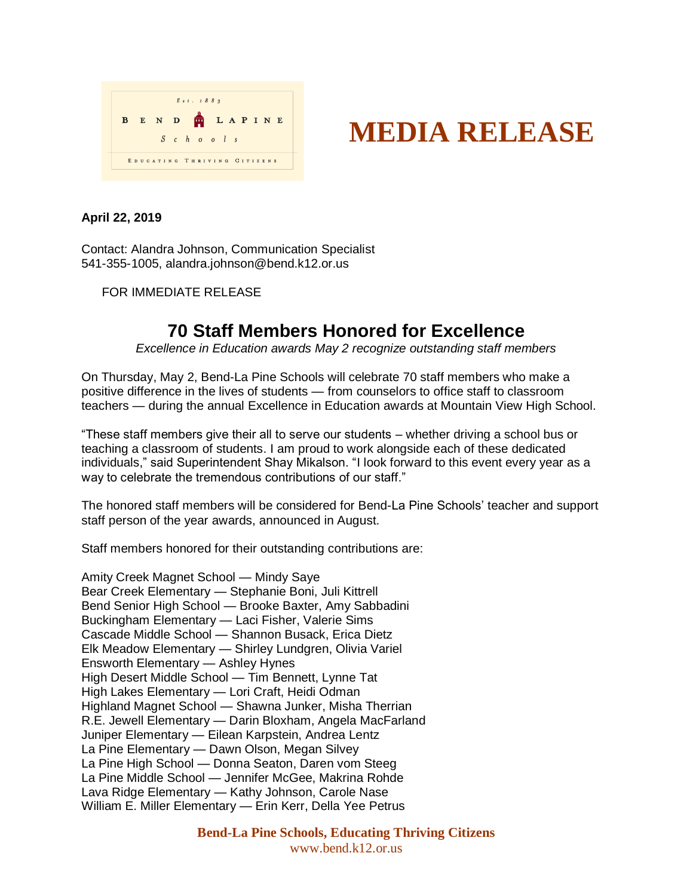Est. 1883

BEND LAPINE Schools

EDUCATING THRIVING CITIZENS

# MEDIA RELEASE

**April 22, 2019**

Contact: Alandra Johnson, Communication Specialist
541-355-1005, alandra.johnson@bend.k12.or.us

FOR IMMEDIATE RELEASE

## 70 Staff Members Honored for Excellence

*Excellence in Education awards May 2 recognize outstanding staff members*

On Thursday, May 2, Bend-La Pine Schools will celebrate 70 staff members who make a positive difference in the lives of students — from counselors to office staff to classroom teachers — during the annual Excellence in Education awards at Mountain View High School.

"These staff members give their all to serve our students – whether driving a school bus or teaching a classroom of students. I am proud to work alongside each of these dedicated individuals," said Superintendent Shay Mikalson. "I look forward to this event every year as a way to celebrate the tremendous contributions of our staff."

The honored staff members will be considered for Bend-La Pine Schools' teacher and support staff person of the year awards, announced in August.

Staff members honored for their outstanding contributions are:

Amity Creek Magnet School — Mindy Saye
Bear Creek Elementary — Stephanie Boni, Juli Kittrell
Bend Senior High School — Brooke Baxter, Amy Sabbadini
Buckingham Elementary — Laci Fisher, Valerie Sims
Cascade Middle School — Shannon Busack, Erica Dietz
Elk Meadow Elementary — Shirley Lundgren, Olivia Variel
Ensworth Elementary — Ashley Hynes
High Desert Middle School — Tim Bennett, Lynne Tat
High Lakes Elementary — Lori Craft, Heidi Odman
Highland Magnet School — Shawna Junker, Misha Therrian
R.E. Jewell Elementary — Darin Bloxham, Angela MacFarland
Juniper Elementary — Eilean Karpstein, Andrea Lentz
La Pine Elementary — Dawn Olson, Megan Silvey
La Pine High School — Donna Seaton, Daren vom Steeg
La Pine Middle School — Jennifer McGee, Makrina Rohde
Lava Ridge Elementary — Kathy Johnson, Carole Nase
William E. Miller Elementary — Erin Kerr, Della Yee Petrus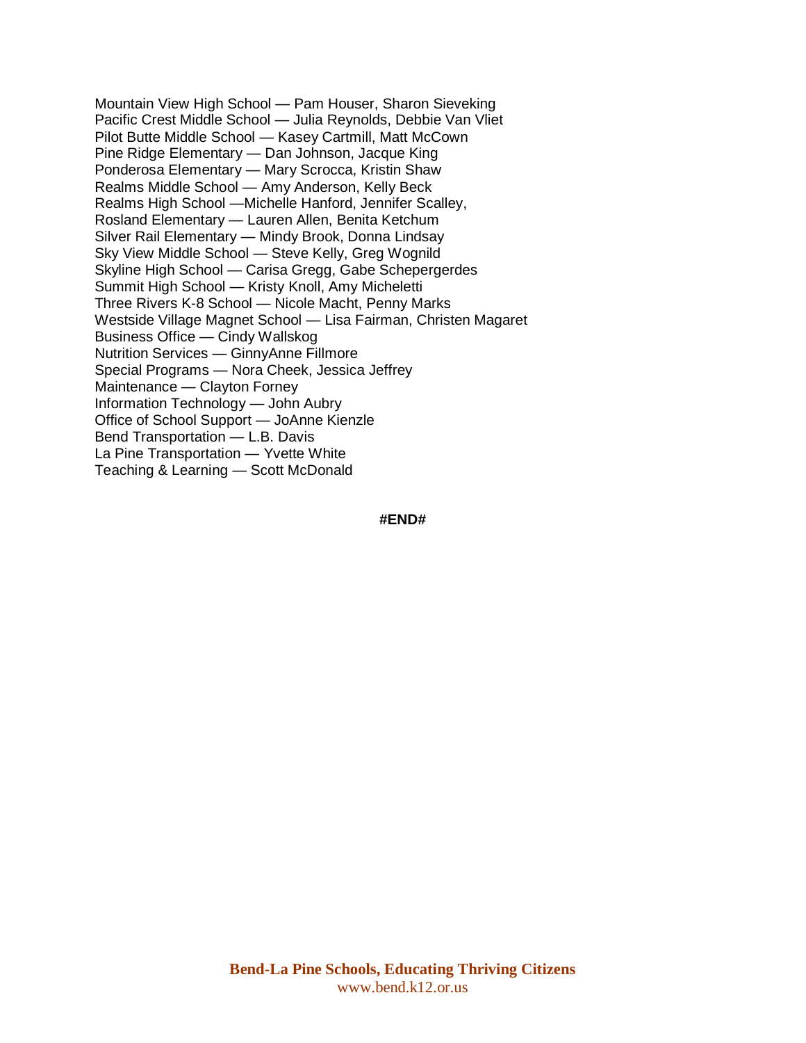Mountain View High School — Pam Houser, Sharon Sieveking
Pacific Crest Middle School — Julia Reynolds, Debbie Van Vliet
Pilot Butte Middle School — Kasey Cartmill, Matt McCown
Pine Ridge Elementary — Dan Johnson, Jacque King
Ponderosa Elementary — Mary Scrocca, Kristin Shaw
Realms Middle School — Amy Anderson, Kelly Beck
Realms High School —Michelle Hanford, Jennifer Scalley,
Rosland Elementary — Lauren Allen, Benita Ketchum
Silver Rail Elementary — Mindy Brook, Donna Lindsay
Sky View Middle School — Steve Kelly, Greg Wognild
Skyline High School — Carisa Gregg, Gabe Schepergerdes
Summit High School — Kristy Knoll, Amy Micheletti
Three Rivers K-8 School — Nicole Macht, Penny Marks
Westside Village Magnet School — Lisa Fairman, Christen Magaret
Business Office — Cindy Wallskog
Nutrition Services — GinnyAnne Fillmore
Special Programs — Nora Cheek, Jessica Jeffrey
Maintenance — Clayton Forney
Information Technology — John Aubry
Office of School Support — JoAnne Kienzle
Bend Transportation — L.B. Davis
La Pine Transportation — Yvette White
Teaching & Learning — Scott McDonald

**#END#**

**Bend-La Pine Schools, Educating Thriving Citizens**
www.bend.k12.or.us